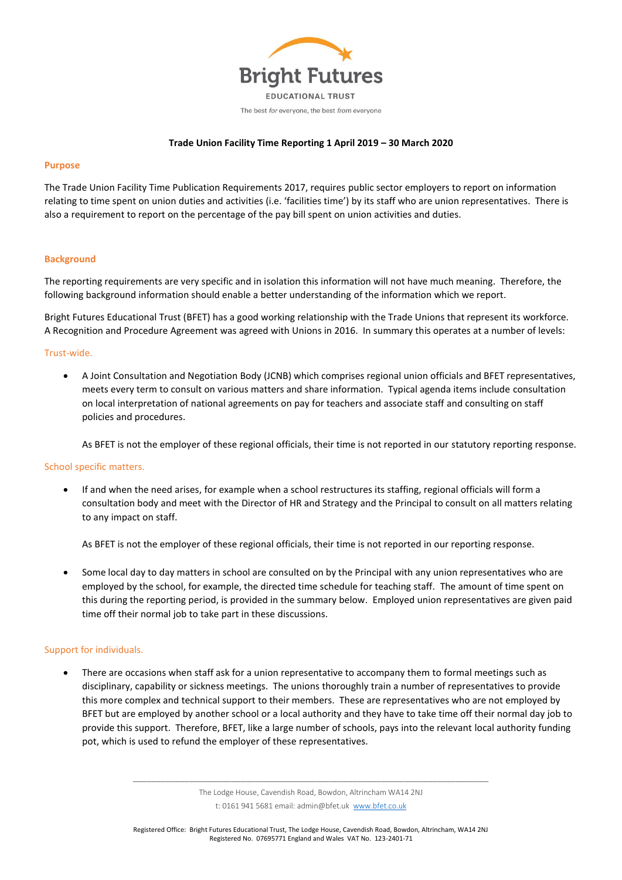Bright Futures

EDUCATIONAL TRUST

The best *for* everyone, the best *from* everyone

**Trade Union Facility Time Reporting 1 April 2019 – 30 March 2020**

## Purpose

The Trade Union Facility Time Publication Requirements 2017, requires public sector employers to report on information relating to time spent on union duties and activities (i.e. 'facilities time') by its staff who are union representatives. There is also a requirement to report on the percentage of the pay bill spent on union activities and duties.

## Background

The reporting requirements are very specific and in isolation this information will not have much meaning. Therefore, the following background information should enable a better understanding of the information which we report.

Bright Futures Educational Trust (BFET) has a good working relationship with the Trade Unions that represent its workforce. A Recognition and Procedure Agreement was agreed with Unions in 2016. In summary this operates at a number of levels:

### Trust-wide.

- A Joint Consultation and Negotiation Body (JCNB) which comprises regional union officials and BFET representatives, meets every term to consult on various matters and share information. Typical agenda items include consultation on local interpretation of national agreements on pay for teachers and associate staff and consulting on staff policies and procedures.

  As BFET is not the employer of these regional officials, their time is not reported in our statutory reporting response.

### School specific matters.

- If and when the need arises, for example when a school restructures its staffing, regional officials will form a consultation body and meet with the Director of HR and Strategy and the Principal to consult on all matters relating to any impact on staff.

  As BFET is not the employer of these regional officials, their time is not reported in our reporting response.

- Some local day to day matters in school are consulted on by the Principal with any union representatives who are employed by the school, for example, the directed time schedule for teaching staff. The amount of time spent on this during the reporting period, is provided in the summary below. Employed union representatives are given paid time off their normal job to take part in these discussions.

### Support for individuals.

- There are occasions when staff ask for a union representative to accompany them to formal meetings such as disciplinary, capability or sickness meetings. The unions thoroughly train a number of representatives to provide this more complex and technical support to their members. These are representatives who are not employed by BFET but are employed by another school or a local authority and they have to take time off their normal day job to provide this support. Therefore, BFET, like a large number of schools, pays into the relevant local authority funding pot, which is used to refund the employer of these representatives.

The Lodge House, Cavendish Road, Bowdon, Altrincham WA14 2NJ
t: 0161 941 5681 email: admin@bfet.uk www.bfet.co.uk

Registered Office: Bright Futures Educational Trust, The Lodge House, Cavendish Road, Bowdon, Altrincham, WA14 2NJ
Registered No. 07695771 England and Wales VAT No. 123-2401-71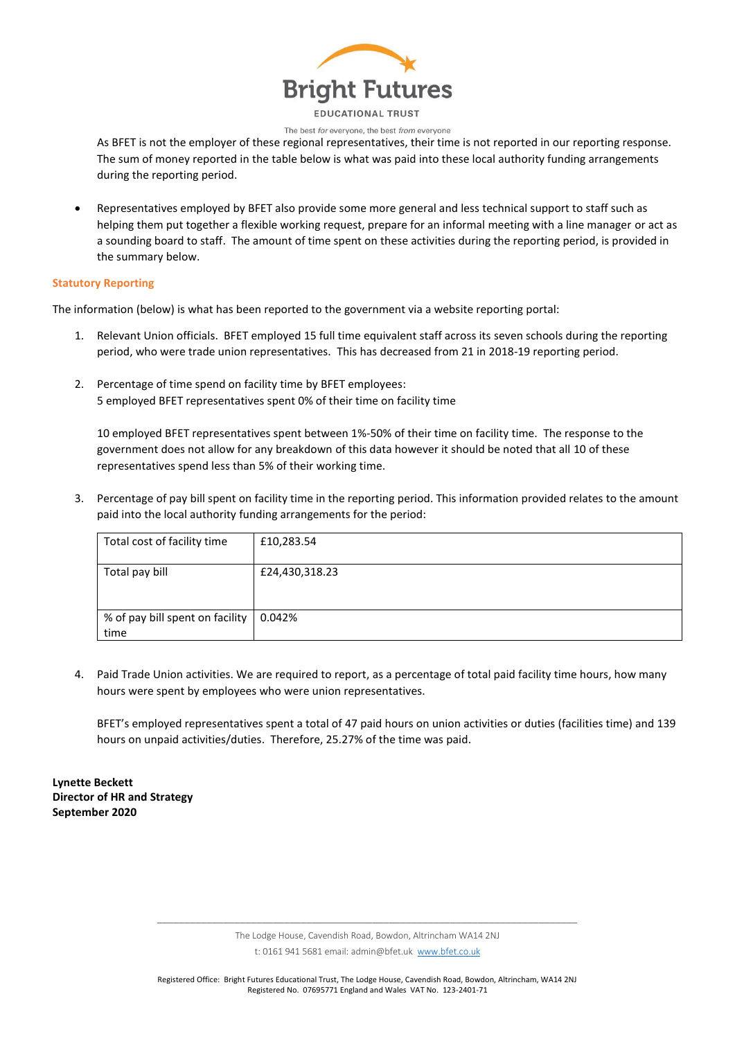As BFET is not the employer of these regional representatives, their time is not reported in our reporting response. The sum of money reported in the table below is what was paid into these local authority funding arrangements during the reporting period.

- Representatives employed by BFET also provide some more general and less technical support to staff such as helping them put together a flexible working request, prepare for an informal meeting with a line manager or act as a sounding board to staff. The amount of time spent on these activities during the reporting period, is provided in the summary below.

### Statutory Reporting

The information (below) is what has been reported to the government via a website reporting portal:

1. Relevant Union officials. BFET employed 15 full time equivalent staff across its seven schools during the reporting period, who were trade union representatives. This has decreased from 21 in 2018-19 reporting period.

2. Percentage of time spend on facility time by BFET employees:
   5 employed BFET representatives spent 0% of their time on facility time

   10 employed BFET representatives spent between 1%-50% of their time on facility time. The response to the government does not allow for any breakdown of this data however it should be noted that all 10 of these representatives spend less than 5% of their working time.

3. Percentage of pay bill spent on facility time in the reporting period. This information provided relates to the amount paid into the local authority funding arrangements for the period:

| | |
|---|---|
| Total cost of facility time | £10,283.54 |
| Total pay bill | £24,430,318.23 |
| % of pay bill spent on facility time | 0.042% |

4. Paid Trade Union activities. We are required to report, as a percentage of total paid facility time hours, how many hours were spent by employees who were union representatives.

   BFET's employed representatives spent a total of 47 paid hours on union activities or duties (facilities time) and 139 hours on unpaid activities/duties. Therefore, 25.27% of the time was paid.

**Lynette Beckett**
**Director of HR and Strategy**
**September 2020**